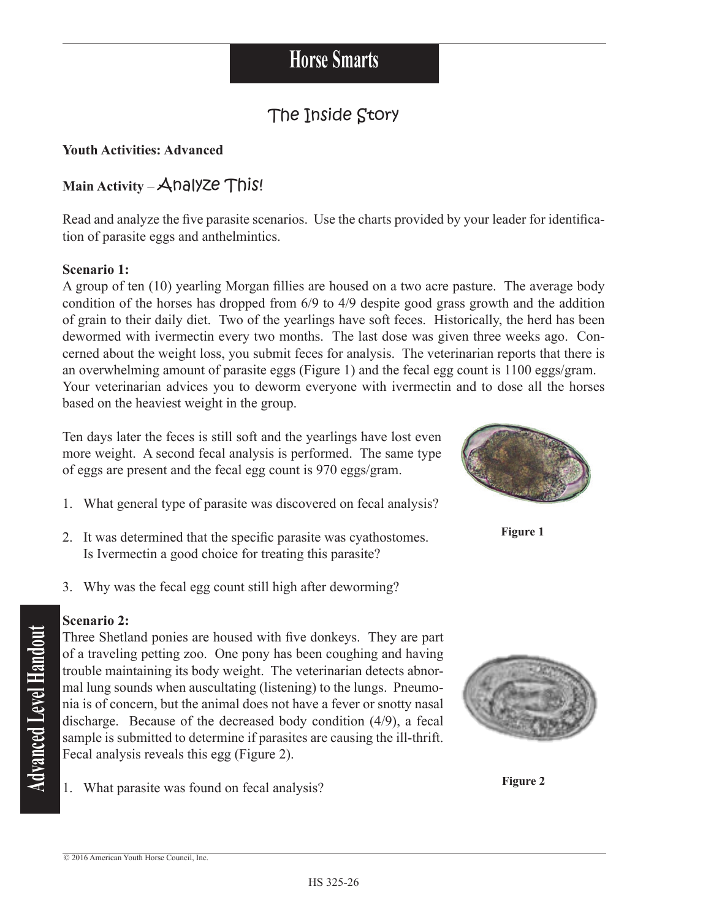# Horse Smarts

## The Inside Story

**Youth Activities: Advanced**

**Main Activity** – Analyze This!

Read and analyze the five parasite scenarios. Use the charts provided by your leader for identification of parasite eggs and anthelmintics.

**Scenario 1:**

A group of ten (10) yearling Morgan fillies are housed on a two acre pasture. The average body condition of the horses has dropped from 6/9 to 4/9 despite good grass growth and the addition of grain to their daily diet. Two of the yearlings have soft feces. Historically, the herd has been dewormed with ivermectin every two months. The last dose was given three weeks ago. Concerned about the weight loss, you submit feces for analysis. The veterinarian reports that there is an overwhelming amount of parasite eggs (Figure 1) and the fecal egg count is 1100 eggs/gram. Your veterinarian advices you to deworm everyone with ivermectin and to dose all the horses based on the heaviest weight in the group.

Ten days later the feces is still soft and the yearlings have lost even more weight. A second fecal analysis is performed. The same type of eggs are present and the fecal egg count is 970 eggs/gram.

Figure 1

1. What general type of parasite was discovered on fecal analysis?
2. It was determined that the specific parasite was cyathostomes. Is Ivermectin a good choice for treating this parasite?
3. Why was the fecal egg count still high after deworming?

**Scenario 2:**

Three Shetland ponies are housed with five donkeys. They are part of a traveling petting zoo. One pony has been coughing and having trouble maintaining its body weight. The veterinarian detects abnormal lung sounds when auscultating (listening) to the lungs. Pneumonia is of concern, but the animal does not have a fever or snotty nasal discharge. Because of the decreased body condition (4/9), a fecal sample is submitted to determine if parasites are causing the ill-thrift. Fecal analysis reveals this egg (Figure 2).

Figure 2

1. What parasite was found on fecal analysis?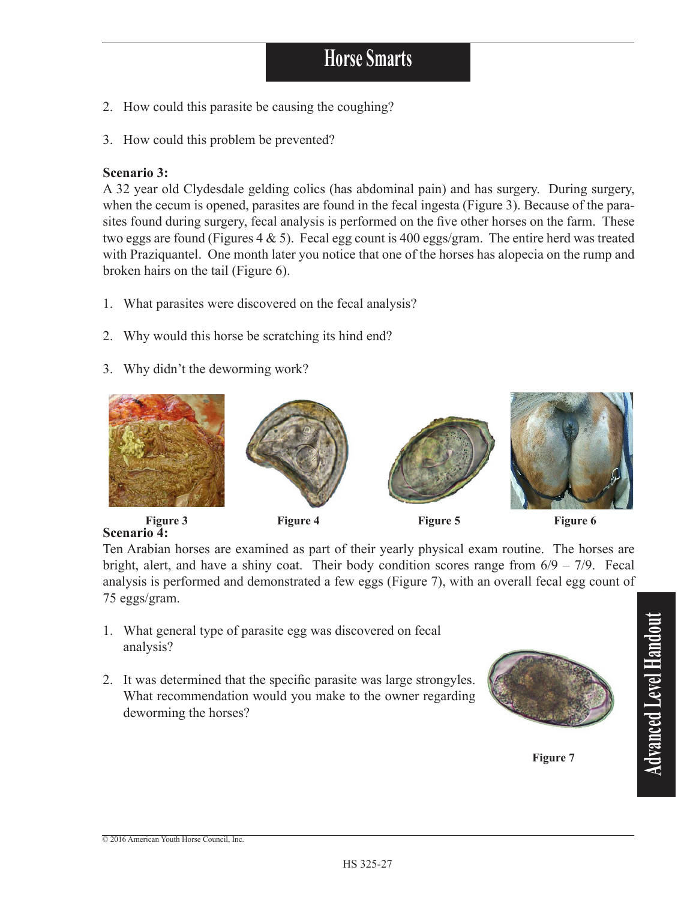2. How could this parasite be causing the coughing?

3. How could this problem be prevented?

**Scenario 3:**
A 32 year old Clydesdale gelding colics (has abdominal pain) and has surgery. During surgery, when the cecum is opened, parasites are found in the fecal ingesta (Figure 3). Because of the parasites found during surgery, fecal analysis is performed on the five other horses on the farm. These two eggs are found (Figures 4 & 5). Fecal egg count is 400 eggs/gram. The entire herd was treated with Praziquantel. One month later you notice that one of the horses has alopecia on the rump and broken hairs on the tail (Figure 6).

1. What parasites were discovered on the fecal analysis?

2. Why would this horse be scratching its hind end?

3. Why didn't the deworming work?

**Figure 3** **Figure 4** **Figure 5** **Figure 6**

**Scenario 4:**
Ten Arabian horses are examined as part of their yearly physical exam routine. The horses are bright, alert, and have a shiny coat. Their body condition scores range from 6/9 – 7/9. Fecal analysis is performed and demonstrated a few eggs (Figure 7), with an overall fecal egg count of 75 eggs/gram.

1. What general type of parasite egg was discovered on fecal analysis?

2. It was determined that the specific parasite was large strongyles. What recommendation would you make to the owner regarding deworming the horses?

**Figure 7**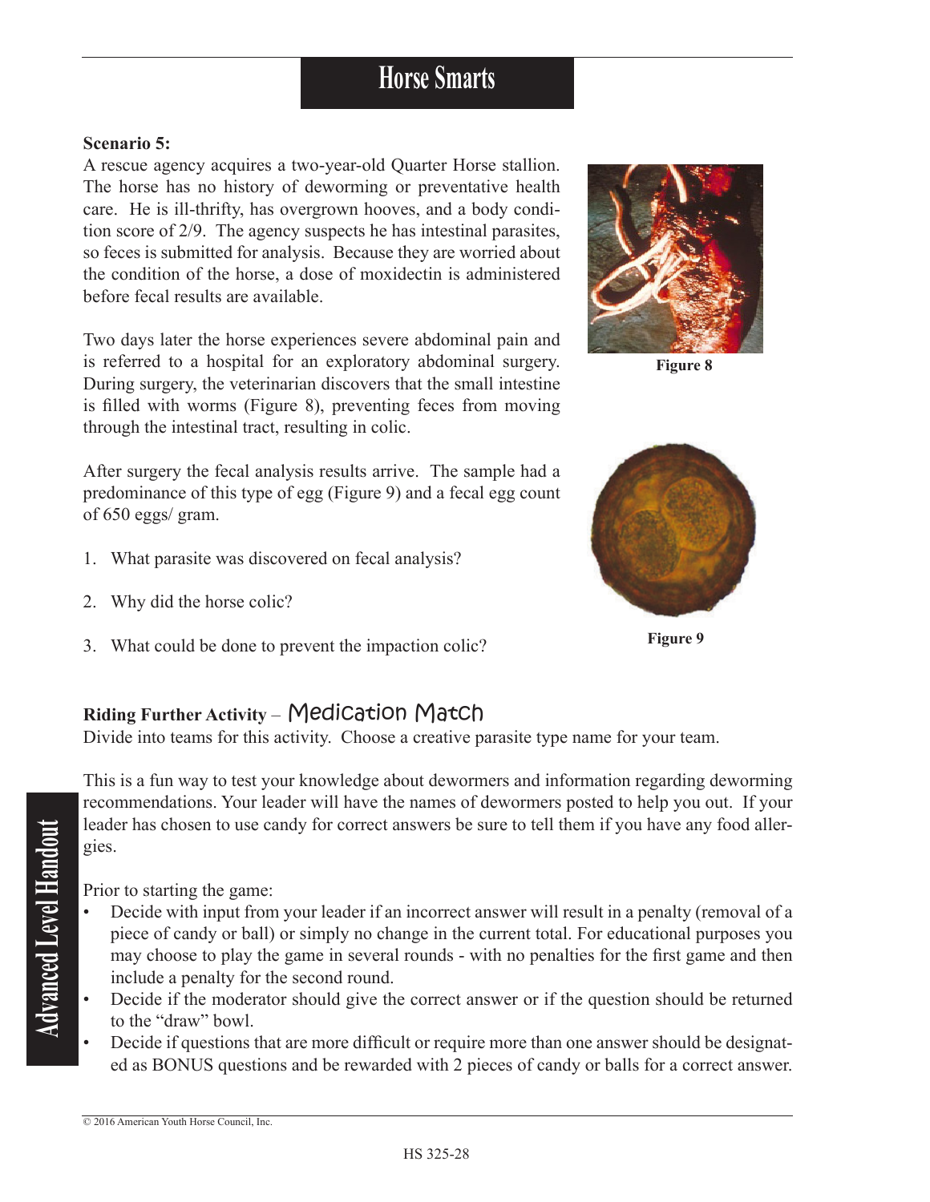## Horse Smarts

**Scenario 5:**

A rescue agency acquires a two-year-old Quarter Horse stallion. The horse has no history of deworming or preventative health care. He is ill-thrifty, has overgrown hooves, and a body condition score of 2/9. The agency suspects he has intestinal parasites, so feces is submitted for analysis. Because they are worried about the condition of the horse, a dose of moxidectin is administered before fecal results are available.

Two days later the horse experiences severe abdominal pain and is referred to a hospital for an exploratory abdominal surgery. During surgery, the veterinarian discovers that the small intestine is filled with worms (Figure 8), preventing feces from moving through the intestinal tract, resulting in colic.

Figure 8

After surgery the fecal analysis results arrive. The sample had a predominance of this type of egg (Figure 9) and a fecal egg count of 650 eggs/ gram.

Figure 9

1. What parasite was discovered on fecal analysis?
2. Why did the horse colic?
3. What could be done to prevent the impaction colic?

**Riding Further Activity** – Medication Match

Divide into teams for this activity. Choose a creative parasite type name for your team.

This is a fun way to test your knowledge about dewormers and information regarding deworming recommendations. Your leader will have the names of dewormers posted to help you out. If your leader has chosen to use candy for correct answers be sure to tell them if you have any food allergies.

Prior to starting the game:

- Decide with input from your leader if an incorrect answer will result in a penalty (removal of a piece of candy or ball) or simply no change in the current total. For educational purposes you may choose to play the game in several rounds - with no penalties for the first game and then include a penalty for the second round.
- Decide if the moderator should give the correct answer or if the question should be returned to the "draw" bowl.
- Decide if questions that are more difficult or require more than one answer should be designated as BONUS questions and be rewarded with 2 pieces of candy or balls for a correct answer.